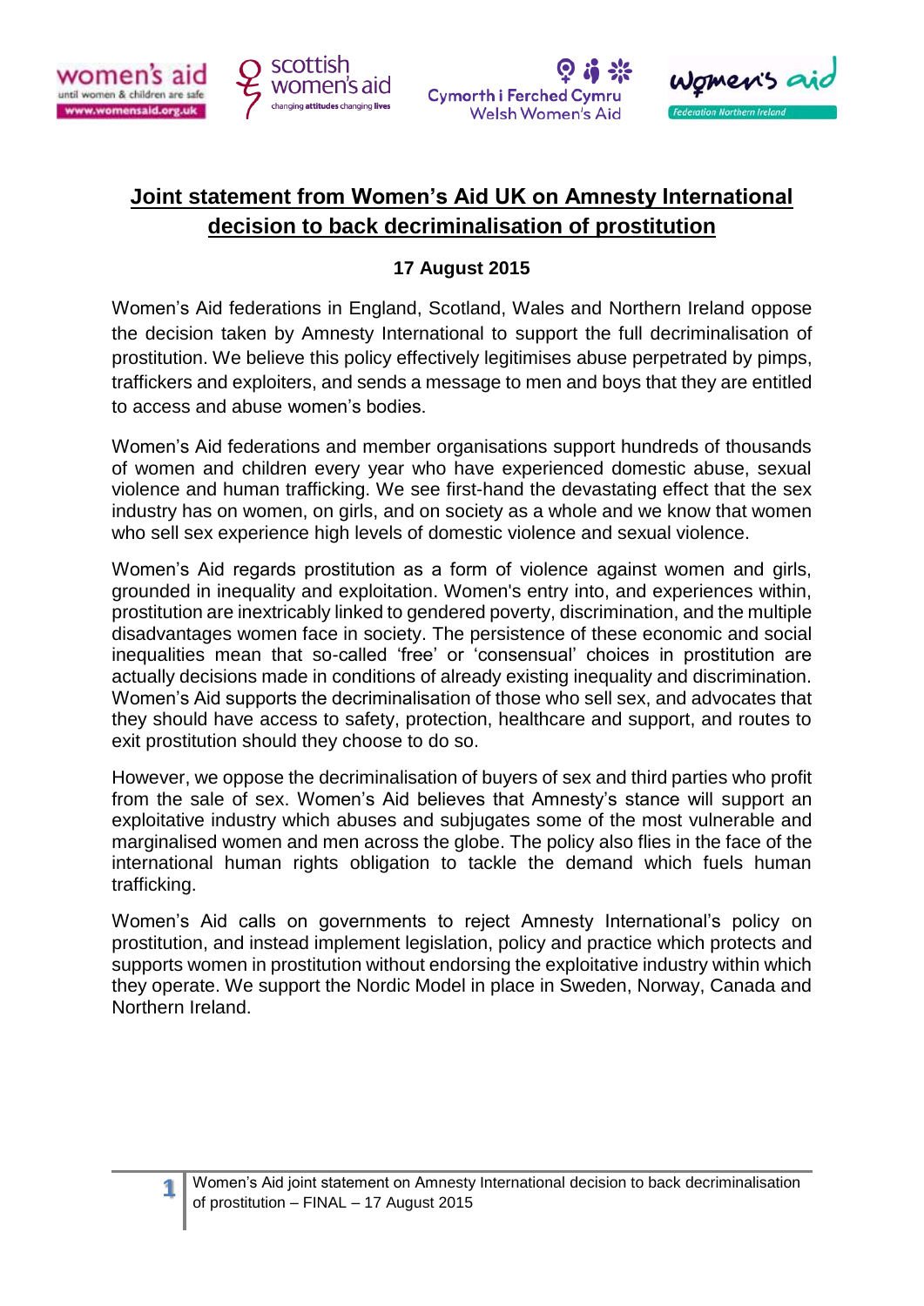# Joint statement from Women's Aid UK on Amnesty International decision to back decriminalisation of prostitution

**17 August 2015**

Women's Aid federations in England, Scotland, Wales and Northern Ireland oppose the decision taken by Amnesty International to support the full decriminalisation of prostitution. We believe this policy effectively legitimises abuse perpetrated by pimps, traffickers and exploiters, and sends a message to men and boys that they are entitled to access and abuse women's bodies.

Women's Aid federations and member organisations support hundreds of thousands of women and children every year who have experienced domestic abuse, sexual violence and human trafficking. We see first-hand the devastating effect that the sex industry has on women, on girls, and on society as a whole and we know that women who sell sex experience high levels of domestic violence and sexual violence.

Women's Aid regards prostitution as a form of violence against women and girls, grounded in inequality and exploitation. Women's entry into, and experiences within, prostitution are inextricably linked to gendered poverty, discrimination, and the multiple disadvantages women face in society. The persistence of these economic and social inequalities mean that so-called 'free' or 'consensual' choices in prostitution are actually decisions made in conditions of already existing inequality and discrimination. Women's Aid supports the decriminalisation of those who sell sex, and advocates that they should have access to safety, protection, healthcare and support, and routes to exit prostitution should they choose to do so.

However, we oppose the decriminalisation of buyers of sex and third parties who profit from the sale of sex. Women's Aid believes that Amnesty's stance will support an exploitative industry which abuses and subjugates some of the most vulnerable and marginalised women and men across the globe. The policy also flies in the face of the international human rights obligation to tackle the demand which fuels human trafficking.

Women's Aid calls on governments to reject Amnesty International's policy on prostitution, and instead implement legislation, policy and practice which protects and supports women in prostitution without endorsing the exploitative industry within which they operate. We support the Nordic Model in place in Sweden, Norway, Canada and Northern Ireland.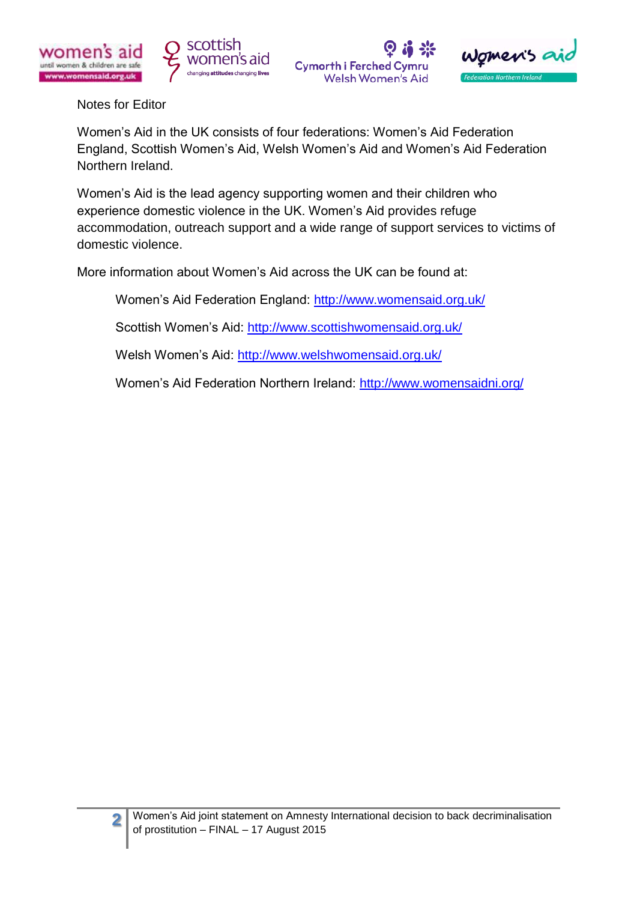Notes for Editor

Women's Aid in the UK consists of four federations: Women's Aid Federation England, Scottish Women's Aid, Welsh Women's Aid and Women's Aid Federation Northern Ireland.

Women's Aid is the lead agency supporting women and their children who experience domestic violence in the UK. Women's Aid provides refuge accommodation, outreach support and a wide range of support services to victims of domestic violence.

More information about Women's Aid across the UK can be found at:

Women's Aid Federation England: http://www.womensaid.org.uk/

Scottish Women's Aid: http://www.scottishwomensaid.org.uk/

Welsh Women's Aid: http://www.welshwomensaid.org.uk/

Women's Aid Federation Northern Ireland: http://www.womensaidni.org/